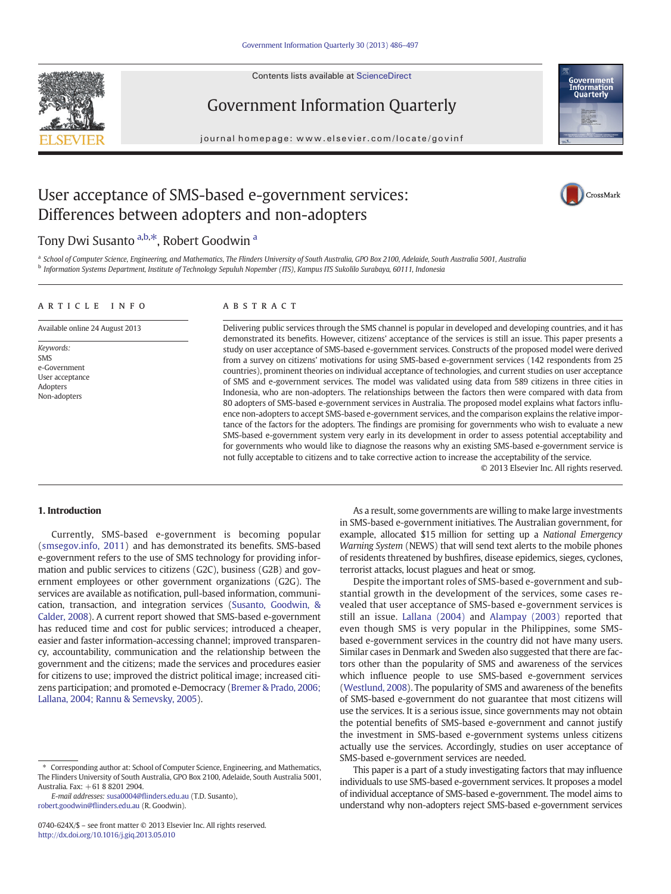# User acceptance of SMS-based e-government services: Differences between adopters and non-adopters

Tony Dwi Susanto [a,b,*], Robert Goodwin [a]

[a] School of Computer Science, Engineering, and Mathematics, The Flinders University of South Australia, GPO Box 2100, Adelaide, South Australia 5001, Australia
[b] Information Systems Department, Institute of Technology Sepuluh Nopember (ITS), Kampus ITS Sukolilo Surabaya, 60111, Indonesia

## ARTICLE INFO

Available online 24 August 2013

*Keywords:*
SMS
e-Government
User acceptance
Adopters
Non-adopters

## ABSTRACT

Delivering public services through the SMS channel is popular in developed and developing countries, and it has demonstrated its benefits. However, citizens' acceptance of the services is still an issue. This paper presents a study on user acceptance of SMS-based e-government services. Constructs of the proposed model were derived from a survey on citizens' motivations for using SMS-based e-government services (142 respondents from 25 countries), prominent theories on individual acceptance of technologies, and current studies on user acceptance of SMS and e-government services. The model was validated using data from 589 citizens in three cities in Indonesia, who are non-adopters. The relationships between the factors then were compared with data from 80 adopters of SMS-based e-government services in Australia. The proposed model explains what factors influence non-adopters to accept SMS-based e-government services, and the comparison explains the relative importance of the factors for the adopters. The findings are promising for governments who wish to evaluate a new SMS-based e-government system very early in its development in order to assess potential acceptability and for governments who would like to diagnose the reasons why an existing SMS-based e-government service is not fully acceptable to citizens and to take corrective action to increase the acceptability of the service.

© 2013 Elsevier Inc. All rights reserved.

## 1. Introduction

Currently, SMS-based e-government is becoming popular (smsegov.info, 2011) and has demonstrated its benefits. SMS-based e-government refers to the use of SMS technology for providing information and public services to citizens (G2C), business (G2B) and government employees or other government organizations (G2G). The services are available as notification, pull-based information, communication, transaction, and integration services (Susanto, Goodwin, & Calder, 2008). A current report showed that SMS-based e-government has reduced time and cost for public services; introduced a cheaper, easier and faster information-accessing channel; improved transparency, accountability, communication and the relationship between the government and the citizens; made the services and procedures easier for citizens to use; improved the district political image; increased citizens participation; and promoted e-Democracy (Bremer & Prado, 2006; Lallana, 2004; Rannu & Semevsky, 2005).

As a result, some governments are willing to make large investments in SMS-based e-government initiatives. The Australian government, for example, allocated $15 million for setting up a *National Emergency Warning System* (NEWS) that will send text alerts to the mobile phones of residents threatened by bushfires, disease epidemics, sieges, cyclones, terrorist attacks, locust plagues and heat or smog.

Despite the important roles of SMS-based e-government and substantial growth in the development of the services, some cases revealed that user acceptance of SMS-based e-government services is still an issue. Lallana (2004) and Alampay (2003) reported that even though SMS is very popular in the Philippines, some SMS-based e-government services in the country did not have many users. Similar cases in Denmark and Sweden also suggested that there are factors other than the popularity of SMS and awareness of the services which influence people to use SMS-based e-government services (Westlund, 2008). The popularity of SMS and awareness of the benefits of SMS-based e-government do not guarantee that most citizens will use the services. It is a serious issue, since governments may not obtain the potential benefits of SMS-based e-government and cannot justify the investment in SMS-based e-government systems unless citizens actually use the services. Accordingly, studies on user acceptance of SMS-based e-government services are needed.

This paper is a part of a study investigating factors that may influence individuals to use SMS-based e-government services. It proposes a model of individual acceptance of SMS-based e-government. The model aims to understand why non-adopters reject SMS-based e-government services

\* Corresponding author at: School of Computer Science, Engineering, and Mathematics, The Flinders University of South Australia, GPO Box 2100, Adelaide, South Australia 5001, Australia. Fax: +61 8 8201 2904.
*E-mail addresses:* susa0004@flinders.edu.au (T.D. Susanto), robert.goodwin@flinders.edu.au (R. Goodwin).

0740-624X/$ – see front matter © 2013 Elsevier Inc. All rights reserved.
http://dx.doi.org/10.1016/j.giq.2013.05.010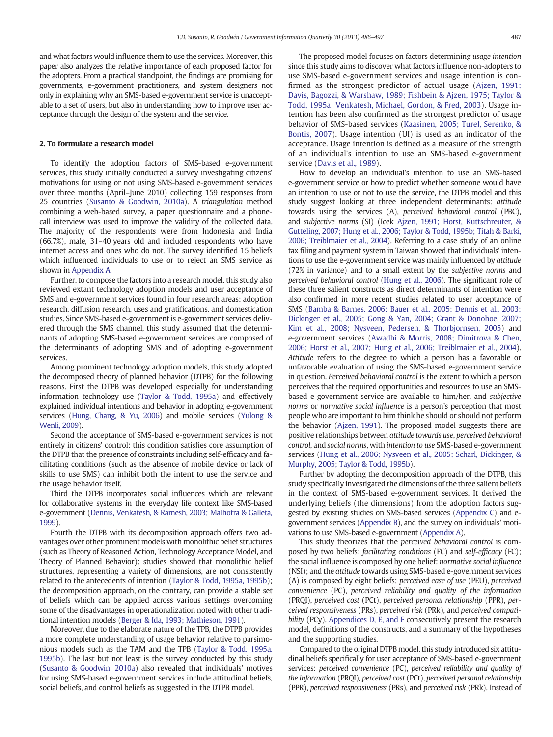and what factors would influence them to use the services. Moreover, this paper also analyzes the relative importance of each proposed factor for the adopters. From a practical standpoint, the findings are promising for governments, e-government practitioners, and system designers not only in explaining why an SMS-based e-government service is unacceptable to a set of users, but also in understanding how to improve user acceptance through the design of the system and the service.

## 2. To formulate a research model

To identify the adoption factors of SMS-based e-government services, this study initially conducted a survey investigating citizens' motivations for using or not using SMS-based e-government services over three months (April–June 2010) collecting 159 responses from 25 countries (Susanto & Goodwin, 2010a). A *triangulation* method combining a web-based survey, a paper questionnaire and a phone-call interview was used to improve the validity of the collected data. The majority of the respondents were from Indonesia and India (66.7%), male, 31–40 years old and included respondents who have internet access and ones who do not. The survey identified 15 beliefs which influenced individuals to use or to reject an SMS service as shown in Appendix A.

Further, to compose the factors into a research model, this study also reviewed extant technology adoption models and user acceptance of SMS and e-government services found in four research areas: adoption research, diffusion research, uses and gratifications, and domestication studies. Since SMS-based e-government is e-government services delivered through the SMS channel, this study assumed that the determinants of adopting SMS-based e-government services are composed of the determinants of adopting SMS and of adopting e-government services.

Among prominent technology adoption models, this study adopted the decomposed theory of planned behavior (DTPB) for the following reasons. First the DTPB was developed especially for understanding information technology use (Taylor & Todd, 1995a) and effectively explained individual intentions and behavior in adopting e-government services (Hung, Chang, & Yu, 2006) and mobile services (Yulong & Wenli, 2009).

Second the acceptance of SMS-based e-government services is not entirely in citizens' control: this condition satisfies core assumption of the DTPB that the presence of constraints including self-efficacy and facilitating conditions (such as the absence of mobile device or lack of skills to use SMS) can inhibit both the intent to use the service and the usage behavior itself.

Third the DTPB incorporates social influences which are relevant for collaborative systems in the everyday life context like SMS-based e-government (Dennis, Venkatesh, & Ramesh, 2003; Malhotra & Galletta, 1999).

Fourth the DTPB with its decomposition approach offers two advantages over other prominent models with monolithic belief structures (such as Theory of Reasoned Action, Technology Acceptance Model, and Theory of Planned Behavior): studies showed that monolithic belief structures, representing a variety of dimensions, are not consistently related to the antecedents of intention (Taylor & Todd, 1995a, 1995b); the decomposition approach, on the contrary, can provide a stable set of beliefs which can be applied across various settings overcoming some of the disadvantages in operationalization noted with other traditional intention models (Berger & Ida, 1993; Mathieson, 1991).

Moreover, due to the elaborate nature of the TPB, the DTPB provides a more complete understanding of usage behavior relative to parsimonious models such as the TAM and the TPB (Taylor & Todd, 1995a, 1995b). The last but not least is the survey conducted by this study (Susanto & Goodwin, 2010a) also revealed that individuals' motives for using SMS-based e-government services include attitudinal beliefs, social beliefs, and control beliefs as suggested in the DTPB model.

The proposed model focuses on factors determining *usage intention* since this study aims to discover what factors influence non-adopters to use SMS-based e-government services and usage intention is confirmed as the strongest predictor of actual usage (Ajzen, 1991; Davis, Bagozzi, & Warshaw, 1989; Fishbein & Ajzen, 1975; Taylor & Todd, 1995a; Venkatesh, Michael, Gordon, & Fred, 2003). Usage intention has been also confirmed as the strongest predictor of usage behavior of SMS-based services (Kaasinen, 2005; Turel, Serenko, & Bontis, 2007). Usage intention (UI) is used as an indicator of the acceptance. Usage intention is defined as a measure of the strength of an individual's intention to use an SMS-based e-government service (Davis et al., 1989).

How to develop an individual's intention to use an SMS-based e-government service or how to predict whether someone would have an intention to use or not to use the service, the DTPB model and this study suggest looking at three independent determinants: *attitude* towards using the services (A), *perceived behavioral control* (PBC), and *subjective norms* (SI) (Icek Ajzen, 1991; Horst, Kuttschreuter, & Gutteling, 2007; Hung et al., 2006; Taylor & Todd, 1995b; Titah & Barki, 2006; Treiblmaier et al., 2004). Referring to a case study of an online tax filing and payment system in Taiwan showed that individuals' intentions to use the e-government service was mainly influenced by *attitude* (72% in variance) and to a small extent by the *subjective norms* and *perceived behavioral control* (Hung et al., 2006). The significant role of these three salient constructs as direct determinants of intention were also confirmed in more recent studies related to user acceptance of SMS (Bamba & Barnes, 2006; Bauer et al., 2005; Dennis et al., 2003; Dickinger et al., 2005; Gong & Yan, 2004; Grant & Donohoe, 2007; Kim et al., 2008; Nysveen, Pedersen, & Thorbjornsen, 2005) and e-government services (Awadhi & Morris, 2008; Dimitrova & Chen, 2006; Horst et al., 2007; Hung et al., 2006; Treiblmaier et al., 2004). *Attitude* refers to the degree to which a person has a favorable or unfavorable evaluation of using the SMS-based e-government service in question. *Perceived behavioral control* is the extent to which a person perceives that the required opportunities and resources to use an SMS-based e-government service are available to him/her, and *subjective norms* or *normative social influence* is a person's perception that most people who are important to him think he should or should not perform the behavior (Ajzen, 1991). The proposed model suggests there are positive relationships between *attitude towards use*, *perceived behavioral control*, and *social norms*, with *intention to use* SMS-based e-government services (Hung et al., 2006; Nysveen et al., 2005; Scharl, Dickinger, & Murphy, 2005; Taylor & Todd, 1995b).

Further by adopting the decomposition approach of the DTPB, this study specifically investigated the dimensions of the three salient beliefs in the context of SMS-based e-government services. It derived the underlying beliefs (the dimensions) from the adoption factors suggested by existing studies on SMS-based services (Appendix C) and e-government services (Appendix B), and the survey on individuals' motivations to use SMS-based e-government (Appendix A).

This study theorizes that the *perceived behavioral control* is composed by two beliefs: *facilitating conditions* (FC) and *self-efficacy* (FC); the social influence is composed by one belief: *normative social influence* (NSI); and the *attitude* towards using SMS-based e-government services (A) is composed by eight beliefs: *perceived ease of use* (PEU), *perceived convenience* (PC), *perceived reliability and quality of the information* (PRQI), *perceived cost* (PCt), *perceived personal relationship* (PPR), *perceived responsiveness* (PRs), *perceived risk* (PRk), and *perceived compatibility* (PCy). Appendices D, E, and F consecutively present the research model, definitions of the constructs, and a summary of the hypotheses and the supporting studies.

Compared to the original DTPB model, this study introduced six attitudinal beliefs specifically for user acceptance of SMS-based e-government services: *perceived convenience* (PC), *perceived reliability and quality of the information* (PRQI), *perceived cost* (PCt), *perceived personal relationship* (PPR), *perceived responsiveness* (PRs), and *perceived risk* (PRk). Instead of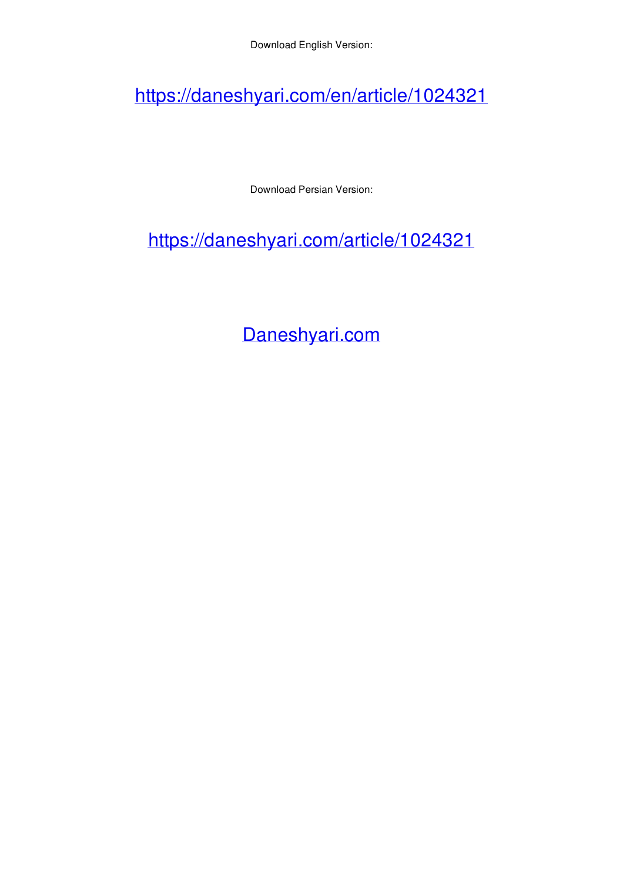Download English Version:

https://daneshyari.com/en/article/1024321

Download Persian Version:

https://daneshyari.com/article/1024321

Daneshyari.com